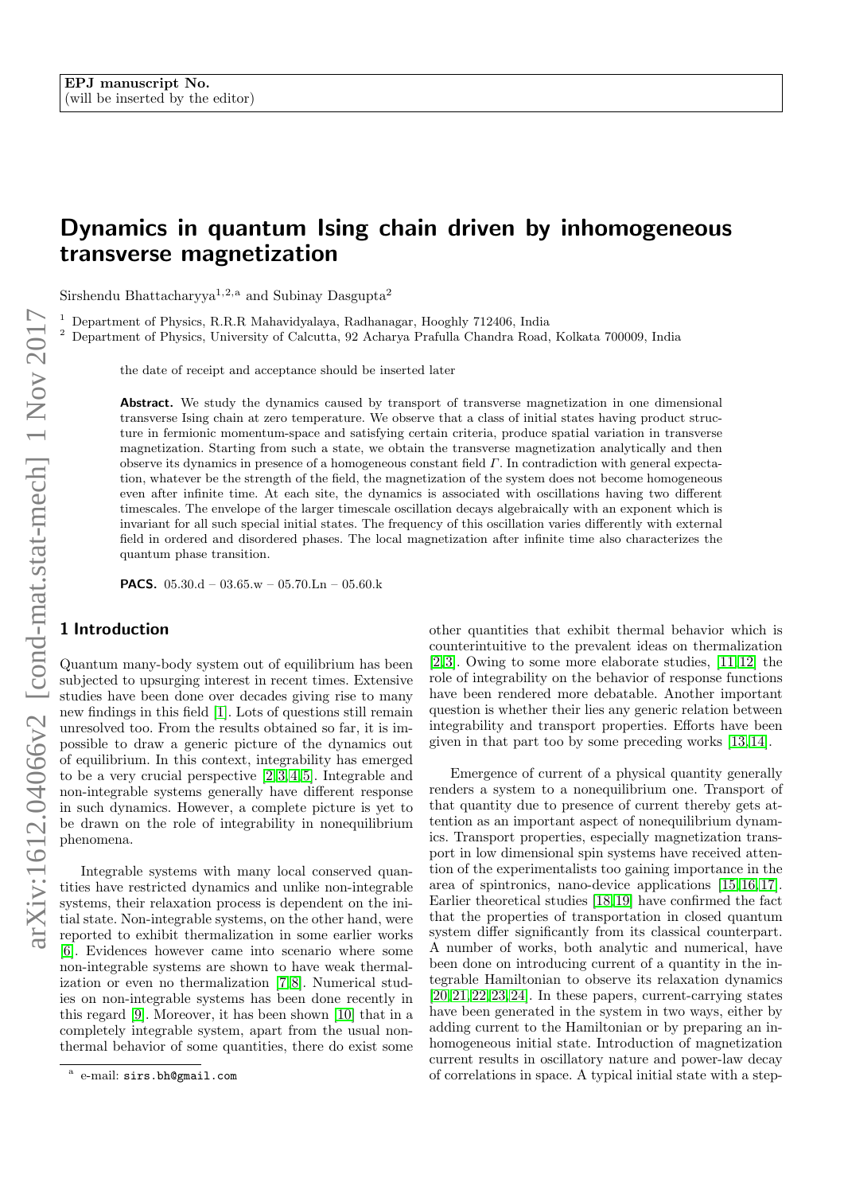EPJ manuscript No.
(will be inserted by the editor)

# Dynamics in quantum Ising chain driven by inhomogeneous transverse magnetization

Sirshendu Bhattacharyya[1,2,a] and Subinay Dasgupta[2]

[1] Department of Physics, R.R.R Mahavidyalaya, Radhanagar, Hooghly 712406, India
[2] Department of Physics, University of Calcutta, 92 Acharya Prafulla Chandra Road, Kolkata 700009, India

the date of receipt and acceptance should be inserted later

**Abstract.** We study the dynamics caused by transport of transverse magnetization in one dimensional transverse Ising chain at zero temperature. We observe that a class of initial states having product structure in fermionic momentum-space and satisfying certain criteria, produce spatial variation in transverse magnetization. Starting from such a state, we obtain the transverse magnetization analytically and then observe its dynamics in presence of a homogeneous constant field $\Gamma$. In contradiction with general expectation, whatever be the strength of the field, the magnetization of the system does not become homogeneous even after infinite time. At each site, the dynamics is associated with oscillations having two different timescales. The envelope of the larger timescale oscillation decays algebraically with an exponent which is invariant for all such special initial states. The frequency of this oscillation varies differently with external field in ordered and disordered phases. The local magnetization after infinite time also characterizes the quantum phase transition.

**PACS.** 05.30.d – 03.65.w – 05.70.Ln – 05.60.k

## 1 Introduction

Quantum many-body system out of equilibrium has been subjected to upsurging interest in recent times. Extensive studies have been done over decades giving rise to many new findings in this field [1]. Lots of questions still remain unresolved too. From the results obtained so far, it is impossible to draw a generic picture of the dynamics out of equilibrium. In this context, integrability has emerged to be a very crucial perspective [2,3,4,5]. Integrable and non-integrable systems generally have different response in such dynamics. However, a complete picture is yet to be drawn on the role of integrability in nonequilibrium phenomena.

Integrable systems with many local conserved quantities have restricted dynamics and unlike non-integrable systems, their relaxation process is dependent on the initial state. Non-integrable systems, on the other hand, were reported to exhibit thermalization in some earlier works [6]. Evidences however came into scenario where some non-integrable systems are shown to have weak thermalization or even no thermalization [7,8]. Numerical studies on non-integrable systems has been done recently in this regard [9]. Moreover, it has been shown [10] that in a completely integrable system, apart from the usual nonthermal behavior of some quantities, there do exist some other quantities that exhibit thermal behavior which is counterintuitive to the prevalent ideas on thermalization [2,3]. Owing to some more elaborate studies, [11,12] the role of integrability on the behavior of response functions have been rendered more debatable. Another important question is whether their lies any generic relation between integrability and transport properties. Efforts have been given in that part too by some preceding works [13,14].

Emergence of current of a physical quantity generally renders a system to a nonequilibrium one. Transport of that quantity due to presence of current thereby gets attention as an important aspect of nonequilibrium dynamics. Transport properties, especially magnetization transport in low dimensional spin systems have received attention of the experimentalists too gaining importance in the area of spintronics, nano-device applications [15,16,17]. Earlier theoretical studies [18,19] have confirmed the fact that the properties of transportation in closed quantum system differ significantly from its classical counterpart. A number of works, both analytic and numerical, have been done on introducing current of a quantity in the integrable Hamiltonian to observe its relaxation dynamics [20,21,22,23,24]. In these papers, current-carrying states have been generated in the system in two ways, either by adding current to the Hamiltonian or by preparing an inhomogeneous initial state. Introduction of magnetization current results in oscillatory nature and power-law decay of correlations in space. A typical initial state with a step-

[a] e-mail: sirs.bh@gmail.com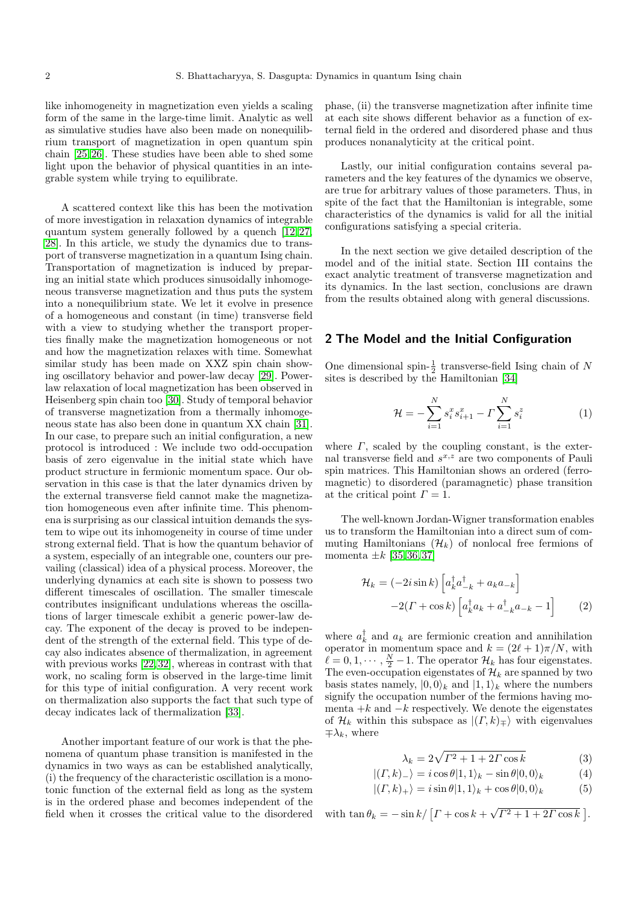like inhomogeneity in magnetization even yields a scaling form of the same in the large-time limit. Analytic as well as simulative studies have also been made on nonequilibrium transport of magnetization in open quantum spin chain [25,26]. These studies have been able to shed some light upon the behavior of physical quantities in an integrable system while trying to equilibrate.

A scattered context like this has been the motivation of more investigation in relaxation dynamics of integrable quantum system generally followed by a quench [12,27,28]. In this article, we study the dynamics due to transport of transverse magnetization in a quantum Ising chain. Transportation of magnetization is induced by preparing an initial state which produces sinusoidally inhomogeneous transverse magnetization and thus puts the system into a nonequilibrium state. We let it evolve in presence of a homogeneous and constant (in time) transverse field with a view to studying whether the transport properties finally make the magnetization homogeneous or not and how the magnetization relaxes with time. Somewhat similar study has been made on XXZ spin chain showing oscillatory behavior and power-law decay [29]. Power-law relaxation of local magnetization has been observed in Heisenberg spin chain too [30]. Study of temporal behavior of transverse magnetization from a thermally inhomogeneous state has also been done in quantum XX chain [31]. In our case, to prepare such an initial configuration, a new protocol is introduced : We include two odd-occupation basis of zero eigenvalue in the initial state which have product structure in fermionic momentum space. Our observation in this case is that the later dynamics driven by the external transverse field cannot make the magnetization homogeneous even after infinite time. This phenomena is surprising as our classical intuition demands the system to wipe out its inhomogeneity in course of time under strong external field. That is how the quantum behavior of a system, especially of an integrable one, counters our prevailing (classical) idea of a physical process. Moreover, the underlying dynamics at each site is shown to possess two different timescales of oscillation. The smaller timescale contributes insignificant undulations whereas the oscillations of larger timescale exhibit a generic power-law decay. The exponent of the decay is proved to be independent of the strength of the external field. This type of decay also indicates absence of thermalization, in agreement with previous works [22,32], whereas in contrast with that work, no scaling form is observed in the large-time limit for this type of initial configuration. A very recent work on thermalization also supports the fact that such type of decay indicates lack of thermalization [33].

Another important feature of our work is that the phenomena of quantum phase transition is manifested in the dynamics in two ways as can be established analytically, (i) the frequency of the characteristic oscillation is a monotonic function of the external field as long as the system is in the ordered phase and becomes independent of the field when it crosses the critical value to the disordered phase, (ii) the transverse magnetization after infinite time at each site shows different behavior as a function of external field in the ordered and disordered phase and thus produces nonanalyticity at the critical point.

Lastly, our initial configuration contains several parameters and the key features of the dynamics we observe, are true for arbitrary values of those parameters. Thus, in spite of the fact that the Hamiltonian is integrable, some characteristics of the dynamics is valid for all the initial configurations satisfying a special criteria.

In the next section we give detailed description of the model and of the initial state. Section III contains the exact analytic treatment of transverse magnetization and its dynamics. In the last section, conclusions are drawn from the results obtained along with general discussions.

## 2 The Model and the Initial Configuration

One dimensional spin-$\frac{1}{2}$ transverse-field Ising chain of $N$ sites is described by the Hamiltonian [34]

$$\mathcal{H} = -\sum_{i=1}^{N} s_i^x s_{i+1}^x - \varGamma \sum_{i=1}^{N} s_i^z \tag{1}$$

where $\varGamma$, scaled by the coupling constant, is the external transverse field and $s^{x,z}$ are two components of Pauli spin matrices. This Hamiltonian shows an ordered (ferromagnetic) to disordered (paramagnetic) phase transition at the critical point $\varGamma = 1$.

The well-known Jordan-Wigner transformation enables us to transform the Hamiltonian into a direct sum of commuting Hamiltonians ($\mathcal{H}_k$) of nonlocal free fermions of momenta $\pm k$ [35,36,37]

$$\begin{aligned}\mathcal{H}_k = &(-2i\sin k)\left[a_k^\dagger a_{-k}^\dagger + a_k a_{-k}\right] \\ &-2(\varGamma + \cos k)\left[a_k^\dagger a_k + a_{-k}^\dagger a_{-k} - 1\right]\end{aligned} \tag{2}$$

where $a_k^\dagger$ and $a_k$ are fermionic creation and annihilation operator in momentum space and $k = (2\ell+1)\pi/N$, with $\ell = 0, 1, \cdots, \frac{N}{2}-1$. The operator $\mathcal{H}_k$ has four eigenstates. The even-occupation eigenstates of $\mathcal{H}_k$ are spanned by two basis states namely, $|0,0\rangle_k$ and $|1,1\rangle_k$ where the numbers signify the occupation number of the fermions having momenta $+k$ and $-k$ respectively. We denote the eigenstates of $\mathcal{H}_k$ within this subspace as $|(\varGamma,k)_\mp\rangle$ with eigenvalues $\mp\lambda_k$, where

$$\lambda_k = 2\sqrt{\varGamma^2 + 1 + 2\varGamma\cos k} \tag{3}$$

$$|(\varGamma,k)_-\rangle = i\cos\theta|1,1\rangle_k - \sin\theta|0,0\rangle_k \tag{4}$$

$$|(\varGamma,k)_+\rangle = i\sin\theta|1,1\rangle_k + \cos\theta|0,0\rangle_k \tag{5}$$

with $\tan\theta_k = -\sin k/\left[\varGamma + \cos k + \sqrt{\varGamma^2 + 1 + 2\varGamma\cos k}\,\right]$.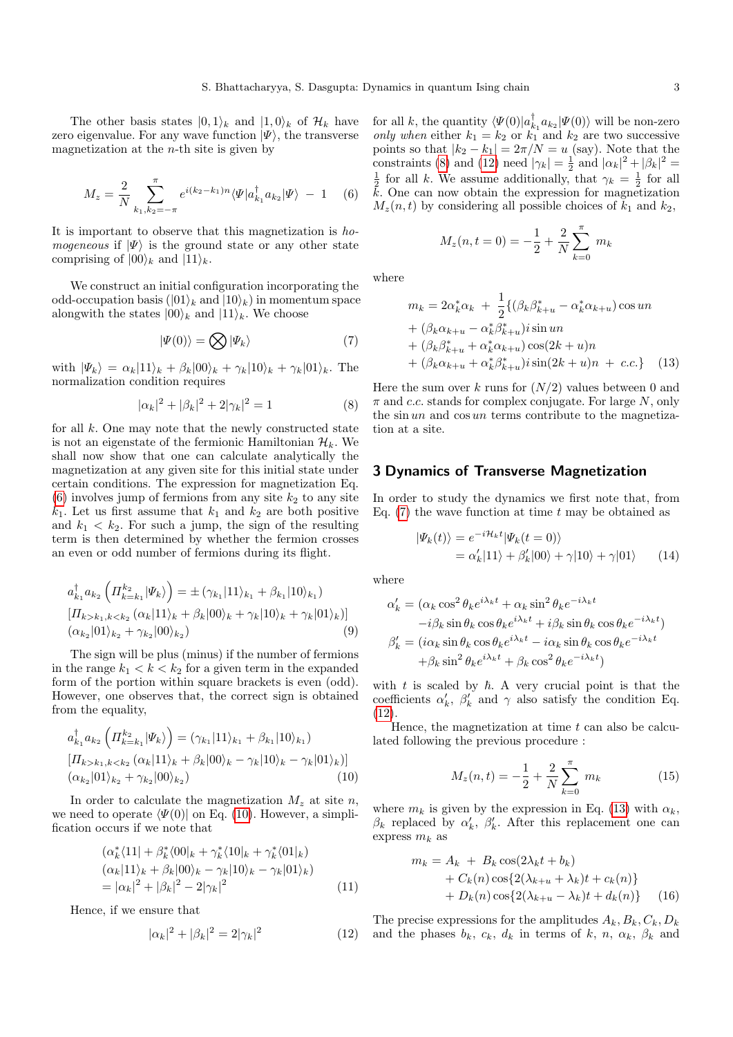The other basis states $|0,1\rangle_k$ and $|1,0\rangle_k$ of $\mathcal{H}_k$ have zero eigenvalue. For any wave function $|\Psi\rangle$, the transverse magnetization at the $n$-th site is given by

$$M_z = \frac{2}{N} \sum_{k_1,k_2=-\pi}^{\pi} e^{i(k_2-k_1)n} \langle \Psi | a_{k_1}^\dagger a_{k_2} | \Psi \rangle \; - \; 1 \quad (6)$$

It is important to observe that this magnetization is *homogeneous* if $|\Psi\rangle$ is the ground state or any other state comprising of $|00\rangle_k$ and $|11\rangle_k$.

We construct an initial configuration incorporating the odd-occupation basis ($|01\rangle_k$ and $|10\rangle_k$) in momentum space alongwith the states $|00\rangle_k$ and $|11\rangle_k$. We choose

$$|\Psi(0)\rangle = \bigotimes |\Psi_k\rangle \quad (7)$$

with $|\Psi_k\rangle = \alpha_k|11\rangle_k + \beta_k|00\rangle_k + \gamma_k|10\rangle_k + \gamma_k|01\rangle_k$. The normalization condition requires

$$|\alpha_k|^2 + |\beta_k|^2 + 2|\gamma_k|^2 = 1 \quad (8)$$

for all $k$. One may note that the newly constructed state is not an eigenstate of the fermionic Hamiltonian $\mathcal{H}_k$. We shall now show that one can calculate analytically the magnetization at any given site for this initial state under certain conditions. The expression for magnetization Eq. (6) involves jump of fermions from any site $k_2$ to any site $k_1$. Let us first assume that $k_1$ and $k_2$ are both positive and $k_1 < k_2$. For such a jump, the sign of the resulting term is then determined by whether the fermion crosses an even or odd number of fermions during its flight.

$$\begin{aligned}
&a_{k_1}^\dagger a_{k_2} \left( \Pi_{k=k_1}^{k_2} |\Psi_k\rangle \right) = \pm \left(\gamma_{k_1}|11\rangle_{k_1} + \beta_{k_1}|10\rangle_{k_1}\right) \\
&[\Pi_{k>k_1,k<k_2} \left(\alpha_k|11\rangle_k + \beta_k|00\rangle_k + \gamma_k|10\rangle_k + \gamma_k|01\rangle_k\right)] \\
&(\alpha_{k_2}|01\rangle_{k_2} + \gamma_{k_2}|00\rangle_{k_2})
\end{aligned} \quad (9)$$

The sign will be plus (minus) if the number of fermions in the range $k_1 < k < k_2$ for a given term in the expanded form of the portion within square brackets is even (odd). However, one observes that, the correct sign is obtained from the equality,

$$\begin{aligned}
&a_{k_1}^\dagger a_{k_2} \left( \Pi_{k=k_1}^{k_2} |\Psi_k\rangle \right) = \left(\gamma_{k_1}|11\rangle_{k_1} + \beta_{k_1}|10\rangle_{k_1}\right) \\
&[\Pi_{k>k_1,k<k_2} \left(\alpha_k|11\rangle_k + \beta_k|00\rangle_k - \gamma_k|10\rangle_k - \gamma_k|01\rangle_k\right)] \\
&(\alpha_{k_2}|01\rangle_{k_2} + \gamma_{k_2}|00\rangle_{k_2})
\end{aligned} \quad (10)$$

In order to calculate the magnetization $M_z$ at site $n$, we need to operate $\langle\Psi(0)|$ on Eq. (10). However, a simplification occurs if we note that

$$\begin{aligned}
&(\alpha_k^* \langle 11|_k + \beta_k^* \langle 00|_k + \gamma_k^* \langle 10|_k + \gamma_k^* \langle 01|_k) \\
&(\alpha_k|11\rangle_k + \beta_k|00\rangle_k - \gamma_k|10\rangle_k - \gamma_k|01\rangle_k) \\
&= |\alpha_k|^2 + |\beta_k|^2 - 2|\gamma_k|^2
\end{aligned} \quad (11)$$

Hence, if we ensure that

$$|\alpha_k|^2 + |\beta_k|^2 = 2|\gamma_k|^2 \quad (12)$$

for all $k$, the quantity $\langle\Psi(0)|a_{k_1}^\dagger a_{k_2}|\Psi(0)\rangle$ will be non-zero *only when* either $k_1 = k_2$ or $k_1$ and $k_2$ are two successive points so that $|k_2 - k_1| = 2\pi/N = u$ (say). Note that the constraints (8) and (12) need $|\gamma_k| = \frac{1}{2}$ and $|\alpha_k|^2 + |\beta_k|^2 = \frac{1}{2}$ for all $k$. We assume additionally, that $\gamma_k = \frac{1}{2}$ for all $k$. One can now obtain the expression for magnetization $M_z(n,t)$ by considering all possible choices of $k_1$ and $k_2$,

$$M_z(n, t=0) = -\frac{1}{2} + \frac{2}{N} \sum_{k=0}^{\pi} m_k$$

where

$$\begin{aligned}
m_k &= 2\alpha_k^*\alpha_k \; + \; \frac{1}{2}\{(\beta_k\beta_{k+u}^* - \alpha_k^*\alpha_{k+u})\cos un \\
&+ (\beta_k\alpha_{k+u} - \alpha_k^*\beta_{k+u}^*) i \sin un \\
&+ (\beta_k\beta_{k+u}^* + \alpha_k^*\alpha_{k+u})\cos(2k+u)n \\
&+ (\beta_k\alpha_{k+u} + \alpha_k^*\beta_{k+u}^*) i \sin(2k+u)n \; + \; c.c.\}
\end{aligned} \quad (13)$$

Here the sum over $k$ runs for $(N/2)$ values between 0 and $\pi$ and $c.c.$ stands for complex conjugate. For large $N$, only the $\sin un$ and $\cos un$ terms contribute to the magnetization at a site.

## 3 Dynamics of Transverse Magnetization

In order to study the dynamics we first note that, from Eq. (7) the wave function at time $t$ may be obtained as

$$\begin{aligned}
|\Psi_k(t)\rangle &= e^{-i\mathcal{H}_k t}|\Psi_k(t=0)\rangle \\
&= \alpha_k'|11\rangle + \beta_k'|00\rangle + \gamma|10\rangle + \gamma|01\rangle
\end{aligned} \quad (14)$$

where

$$\begin{aligned}
\alpha_k' &= (\alpha_k \cos^2\theta_k e^{i\lambda_k t} + \alpha_k \sin^2\theta_k e^{-i\lambda_k t} \\
&\quad - i\beta_k \sin\theta_k \cos\theta_k e^{i\lambda_k t} + i\beta_k \sin\theta_k \cos\theta_k e^{-i\lambda_k t}) \\
\beta_k' &= (i\alpha_k \sin\theta_k \cos\theta_k e^{i\lambda_k t} - i\alpha_k \sin\theta_k \cos\theta_k e^{-i\lambda_k t} \\
&\quad + \beta_k \sin^2\theta_k e^{i\lambda_k t} + \beta_k \cos^2\theta_k e^{-i\lambda_k t})
\end{aligned}$$

with $t$ is scaled by $\hbar$. A very crucial point is that the coefficients $\alpha_k'$, $\beta_k'$ and $\gamma$ also satisfy the condition Eq. (12).

Hence, the magnetization at time $t$ can also be calculated following the previous procedure :

$$M_z(n,t) = -\frac{1}{2} + \frac{2}{N} \sum_{k=0}^{\pi} m_k \quad (15)$$

where $m_k$ is given by the expression in Eq. (13) with $\alpha_k$, $\beta_k$ replaced by $\alpha_k'$, $\beta_k'$. After this replacement one can express $m_k$ as

$$\begin{aligned}
m_k &= A_k \; + \; B_k \cos(2\lambda_k t + b_k) \\
&+ C_k(n) \cos\{2(\lambda_{k+u} + \lambda_k)t + c_k(n)\} \\
&+ D_k(n) \cos\{2(\lambda_{k+u} - \lambda_k)t + d_k(n)\}
\end{aligned} \quad (16)$$

The precise expressions for the amplitudes $A_k, B_k, C_k, D_k$ and the phases $b_k$, $c_k$, $d_k$ in terms of $k$, $n$, $\alpha_k$, $\beta_k$ and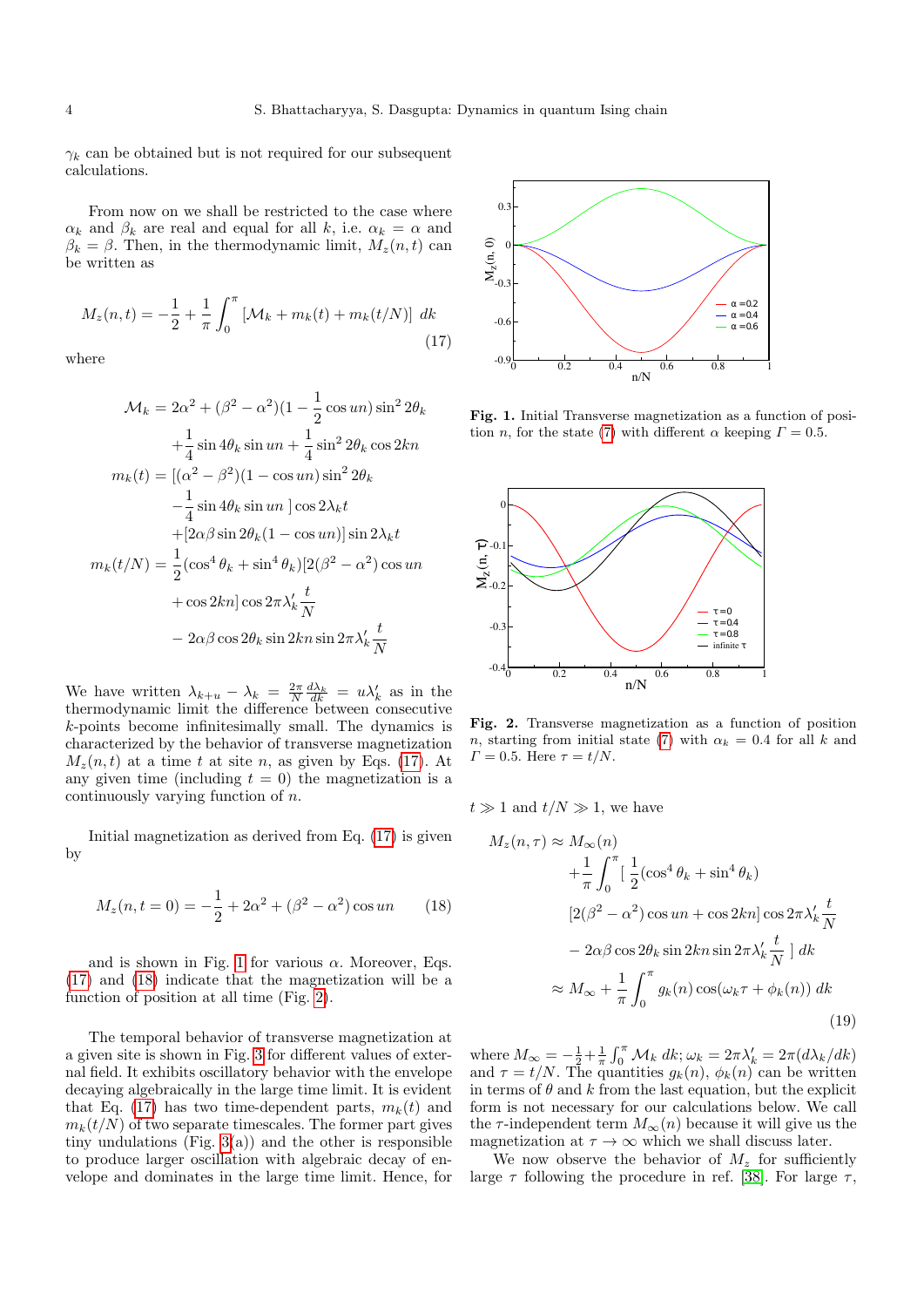$\gamma_k$ can be obtained but is not required for our subsequent calculations.

From now on we shall be restricted to the case where $\alpha_k$ and $\beta_k$ are real and equal for all $k$, i.e. $\alpha_k = \alpha$ and $\beta_k = \beta$. Then, in the thermodynamic limit, $M_z(n,t)$ can be written as

$$M_z(n,t) = -\frac{1}{2} + \frac{1}{\pi}\int_0^{\pi} \left[\mathcal{M}_k + m_k(t) + m_k(t/N)\right]\, dk \tag{17}$$

where

$$\begin{aligned}
\mathcal{M}_k &= 2\alpha^2 + (\beta^2-\alpha^2)(1-\frac{1}{2}\cos un)\sin^2 2\theta_k \\
&\quad + \frac{1}{4}\sin 4\theta_k \sin un + \frac{1}{4}\sin^2 2\theta_k \cos 2kn \\
m_k(t) &= [(\alpha^2-\beta^2)(1-\cos un)\sin^2 2\theta_k \\
&\quad -\frac{1}{4}\sin 4\theta_k \sin un\,]\cos 2\lambda_k t \\
&\quad +[2\alpha\beta \sin 2\theta_k (1-\cos un)]\sin 2\lambda_k t \\
m_k(t/N) &= \frac{1}{2}(\cos^4\theta_k + \sin^4\theta_k)[2(\beta^2-\alpha^2)\cos un \\
&\quad + \cos 2kn]\cos 2\pi\lambda'_k \frac{t}{N} \\
&\quad - 2\alpha\beta\cos 2\theta_k \sin 2kn \sin 2\pi\lambda'_k \frac{t}{N}
\end{aligned}$$

We have written $\lambda_{k+u} - \lambda_k = \frac{2\pi}{N}\frac{d\lambda_k}{dk} = u\lambda'_k$ as in the thermodynamic limit the difference between consecutive $k$-points become infinitesimally small. The dynamics is characterized by the behavior of transverse magnetization $M_z(n,t)$ at a time $t$ at site $n$, as given by Eqs. (17). At any given time (including $t=0$) the magnetization is a continuously varying function of $n$.

Initial magnetization as derived from Eq. (17) is given by

$$M_z(n, t=0) = -\frac{1}{2} + 2\alpha^2 + (\beta^2-\alpha^2)\cos un \tag{18}$$

and is shown in Fig. 1 for various $\alpha$. Moreover, Eqs. (17) and (18) indicate that the magnetization will be a function of position at all time (Fig. 2).

**Fig. 1.** Initial Transverse magnetization as a function of position $n$, for the state (7) with different $\alpha$ keeping $\Gamma = 0.5$.

**Fig. 2.** Transverse magnetization as a function of position $n$, starting from initial state (7) with $\alpha_k = 0.4$ for all $k$ and $\Gamma = 0.5$. Here $\tau = t/N$.

The temporal behavior of transverse magnetization at a given site is shown in Fig. 3 for different values of external field. It exhibits oscillatory behavior with the envelope decaying algebraically in the large time limit. It is evident that Eq. (17) has two time-dependent parts, $m_k(t)$ and $m_k(t/N)$ of two separate timescales. The former part gives tiny undulations (Fig. 3(a)) and the other is responsible to produce larger oscillation with algebraic decay of envelope and dominates in the large time limit. Hence, for $t \gg 1$ and $t/N \gg 1$, we have

$$\begin{aligned}
M_z(n,\tau) &\approx M_\infty(n) \\
&\quad + \frac{1}{\pi}\int_0^{\pi} [\,\frac{1}{2}(\cos^4\theta_k + \sin^4\theta_k) \\
&\quad [2(\beta^2-\alpha^2)\cos un + \cos 2kn]\cos 2\pi\lambda'_k \frac{t}{N} \\
&\quad - 2\alpha\beta\cos 2\theta_k \sin 2kn \sin 2\pi\lambda'_k \frac{t}{N}\,]\, dk \\
&\approx M_\infty + \frac{1}{\pi}\int_0^{\pi} g_k(n)\cos(\omega_k\tau + \phi_k(n))\, dk
\end{aligned} \tag{19}$$

where $M_\infty = -\frac{1}{2} + \frac{1}{\pi}\int_0^{\pi}\mathcal{M}_k\, dk$; $\omega_k = 2\pi\lambda'_k = 2\pi(d\lambda_k/dk)$ and $\tau = t/N$. The quantities $g_k(n)$, $\phi_k(n)$ can be written in terms of $\theta$ and $k$ from the last equation, but the explicit form is not necessary for our calculations below. We call the $\tau$-independent term $M_\infty(n)$ because it will give us the magnetization at $\tau \to \infty$ which we shall discuss later.

We now observe the behavior of $M_z$ for sufficiently large $\tau$ following the procedure in ref. [38]. For large $\tau$,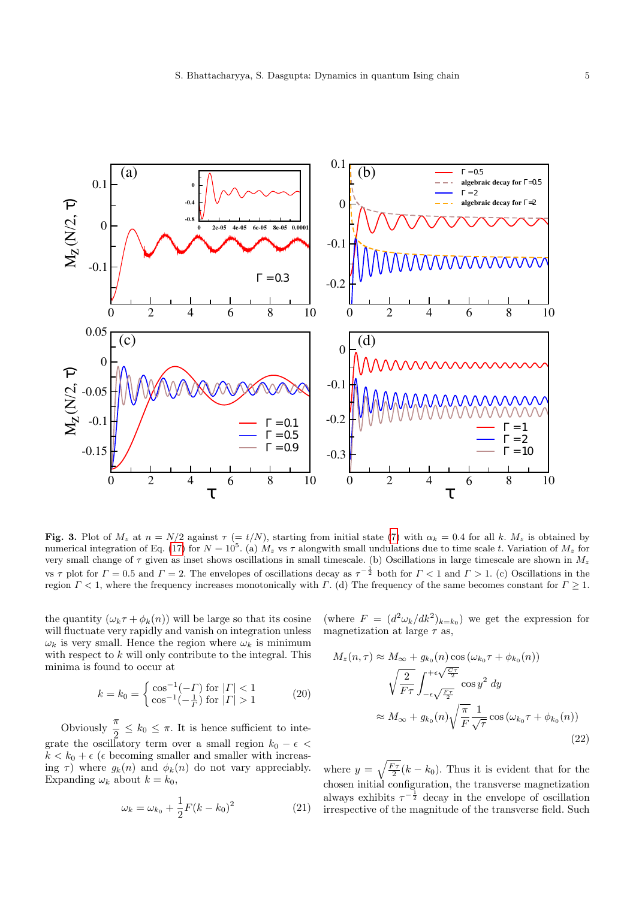(a)

0.1
0
-0.1
0 2 4 6 8 10

$M_z(N/2, \tau)$

0
-0.4
-0.8
0 2e-05 4e-05 6e-05 8e-05 0.0001

Γ =0.3

(b)

0.1
0
-0.1
-0.2
0 2 4 6 8 10

Γ =0.5
algebraic decay for Γ=0.5
Γ =2
algebraic decay for Γ=2

(c)

0.05
0
-0.05
-0.1
-0.15
0 2 4 6 8 10
τ

$M_z(N/2, \tau)$

Γ =0.1
Γ =0.5
Γ =0.9

(d)

0
-0.1
-0.2
-0.3
0 2 4 6 8 10
τ

Γ =1
Γ =2
Γ =10

**Fig. 3.** Plot of $M_z$ at $n = N/2$ against $\tau$ ($= t/N$), starting from initial state (7) with $\alpha_k = 0.4$ for all $k$. $M_z$ is obtained by numerical integration of Eq. (17) for $N = 10^5$. (a) $M_z$ vs $\tau$ alongwith small undulations due to time scale $t$. Variation of $M_z$ for very small change of $\tau$ given as inset shows oscillations in small timescale. (b) Oscillations in large timescale are shown in $M_z$ vs $\tau$ plot for $\Gamma = 0.5$ and $\Gamma = 2$. The envelopes of oscillations decay as $\tau^{-\frac{1}{2}}$ both for $\Gamma < 1$ and $\Gamma > 1$. (c) Oscillations in the region $\Gamma < 1$, where the frequency increases monotonically with $\Gamma$. (d) The frequency of the same becomes constant for $\Gamma \geq 1$.

the quantity $(\omega_k \tau + \phi_k(n))$ will be large so that its cosine will fluctuate very rapidly and vanish on integration unless $\omega_k$ is very small. Hence the region where $\omega_k$ is minimum with respect to $k$ will only contribute to the integral. This minima is found to occur at

$$k = k_0 = \begin{cases} \cos^{-1}(-\Gamma) \text{ for } |\Gamma| < 1 \\ \cos^{-1}(-\frac{1}{\Gamma}) \text{ for } |\Gamma| > 1 \end{cases} \tag{20}$$

Obviously $\frac{\pi}{2} \leq k_0 \leq \pi$. It is hence sufficient to integrate the oscillatory term over a small region $k_0 - \epsilon < k < k_0 + \epsilon$ ($\epsilon$ becoming smaller and smaller with increasing $\tau$) where $g_k(n)$ and $\phi_k(n)$ do not vary appreciably. Expanding $\omega_k$ about $k = k_0$,

$$\omega_k = \omega_{k_0} + \frac{1}{2} F (k - k_0)^2 \tag{21}$$

(where $F = (d^2\omega_k/dk^2)_{k=k_0}$) we get the expression for magnetization at large $\tau$ as,

$$\begin{aligned} M_z(n, \tau) &\approx M_\infty + g_{k_0}(n) \cos\left(\omega_{k_0}\tau + \phi_{k_0}(n)\right) \\ &\quad \sqrt{\frac{2}{F\tau}} \int_{-\epsilon\sqrt{\frac{F\tau}{2}}}^{+\epsilon\sqrt{\frac{C\tau}{2}}} \cos y^2 \, dy \\ &\approx M_\infty + g_{k_0}(n) \sqrt{\frac{\pi}{F}} \frac{1}{\sqrt{\tau}} \cos\left(\omega_{k_0}\tau + \phi_{k_0}(n)\right) \end{aligned} \tag{22}$$

where $y = \sqrt{\frac{F\tau}{2}}(k - k_0)$. Thus it is evident that for the chosen initial configuration, the transverse magnetization always exhibits $\tau^{-\frac{1}{2}}$ decay in the envelope of oscillation irrespective of the magnitude of the transverse field. Such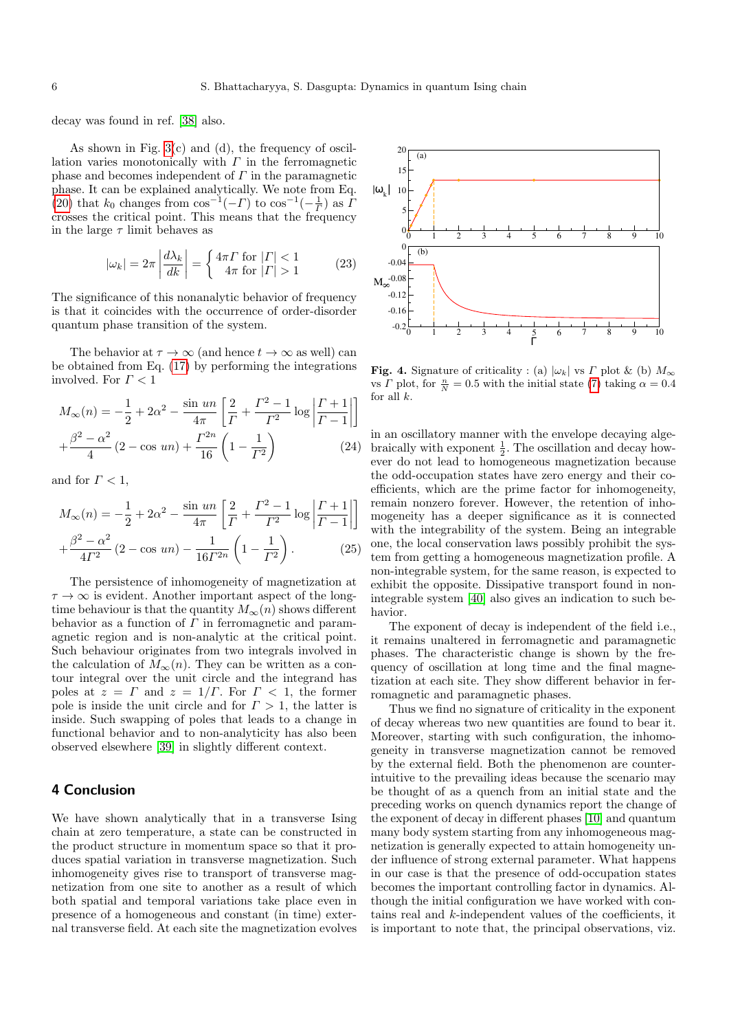decay was found in ref. [38] also.

As shown in Fig. 3(c) and (d), the frequency of oscillation varies monotonically with $\Gamma$ in the ferromagnetic phase and becomes independent of $\Gamma$ in the paramagnetic phase. It can be explained analytically. We note from Eq. (20) that $k_0$ changes from $\cos^{-1}(-\Gamma)$ to $\cos^{-1}(-\frac{1}{\Gamma})$ as $\Gamma$ crosses the critical point. This means that the frequency in the large $\tau$ limit behaves as

$$|\omega_k| = 2\pi \left|\frac{d\lambda_k}{dk}\right| = \begin{cases} 4\pi\Gamma \text{ for } |\Gamma| < 1 \\ 4\pi \text{ for } |\Gamma| > 1 \end{cases} \tag{23}$$

The significance of this nonanalytic behavior of frequency is that it coincides with the occurrence of order-disorder quantum phase transition of the system.

The behavior at $\tau \to \infty$ (and hence $t \to \infty$ as well) can be obtained from Eq. (17) by performing the integrations involved. For $\Gamma < 1$

$$M_\infty(n) = -\frac{1}{2} + 2\alpha^2 - \frac{\sin un}{4\pi}\left[\frac{2}{\Gamma} + \frac{\Gamma^2-1}{\Gamma^2}\log\left|\frac{\Gamma+1}{\Gamma-1}\right|\right] + \frac{\beta^2-\alpha^2}{4}(2-\cos un) + \frac{\Gamma^{2n}}{16}\left(1-\frac{1}{\Gamma^2}\right) \tag{24}$$

and for $\Gamma < 1$,

$$M_\infty(n) = -\frac{1}{2} + 2\alpha^2 - \frac{\sin un}{4\pi}\left[\frac{2}{\Gamma} + \frac{\Gamma^2-1}{\Gamma^2}\log\left|\frac{\Gamma+1}{\Gamma-1}\right|\right] + \frac{\beta^2-\alpha^2}{4\Gamma^2}(2-\cos un) - \frac{1}{16\Gamma^{2n}}\left(1-\frac{1}{\Gamma^2}\right). \tag{25}$$

The persistence of inhomogeneity of magnetization at $\tau \to \infty$ is evident. Another important aspect of the long-time behaviour is that the quantity $M_\infty(n)$ shows different behavior as a function of $\Gamma$ in ferromagnetic and paramagnetic region and is non-analytic at the critical point. Such behaviour originates from two integrals involved in the calculation of $M_\infty(n)$. They can be written as a contour integral over the unit circle and the integrand has poles at $z = \Gamma$ and $z = 1/\Gamma$. For $\Gamma < 1$, the former pole is inside the unit circle and for $\Gamma > 1$, the latter is inside. Such swapping of poles that leads to a change in functional behavior and to non-analyticity has also been observed elsewhere [39] in slightly different context.

## 4 Conclusion

We have shown analytically that in a transverse Ising chain at zero temperature, a state can be constructed in the product structure in momentum space so that it produces spatial variation in transverse magnetization. Such inhomogeneity gives rise to transport of transverse magnetization from one site to another as a result of which both spatial and temporal variations take place even in presence of a homogeneous and constant (in time) external transverse field. At each site the magnetization evolves in an oscillatory manner with the envelope decaying algebraically with exponent $\frac{1}{2}$. The oscillation and decay however do not lead to homogeneous magnetization because the odd-occupation states have zero energy and their coefficients, which are the prime factor for inhomogeneity, remain nonzero forever. However, the retention of inhomogeneity has a deeper significance as it is connected with the integrability of the system. Being an integrable one, the local conservation laws possibly prohibit the system from getting a homogeneous magnetization profile. A non-integrable system, for the same reason, is expected to exhibit the opposite. Dissipative transport found in non-integrable system [40] also gives an indication to such behavior.

The exponent of decay is independent of the field i.e., it remains unaltered in ferromagnetic and paramagnetic phases. The characteristic change is shown by the frequency of oscillation at long time and the final magnetization at each site. They show different behavior in ferromagnetic and paramagnetic phases.

Thus we find no signature of criticality in the exponent of decay whereas two new quantities are found to bear it. Moreover, starting with such configuration, the inhomogeneity in transverse magnetization cannot be removed by the external field. Both the phenomenon are counter-intuitive to the prevailing ideas because the scenario may be thought of as a quench from an initial state and the preceding works on quench dynamics report the change of the exponent of decay in different phases [10] and quantum many body system starting from any inhomogeneous magnetization is generally expected to attain homogeneity under influence of strong external parameter. What happens in our case is that the presence of odd-occupation states becomes the important controlling factor in dynamics. Although the initial configuration we have worked with contains real and $k$-independent values of the coefficients, it is important to note that, the principal observations, viz.

(a)
$|\omega_k|$
20
15
10
5
0
0 1 2 3 4 5 6 7 8 9 10

(b)
$M_\infty$
0
-0.04
-0.08
-0.12
-0.16
-0.2
0 1 2 3 4 5 6 7 8 9 10
$\Gamma$

**Fig. 4.** Signature of criticality : (a) $|\omega_k|$ vs $\Gamma$ plot & (b) $M_\infty$ vs $\Gamma$ plot, for $\frac{n}{N} = 0.5$ with the initial state (7) taking $\alpha = 0.4$ for all $k$.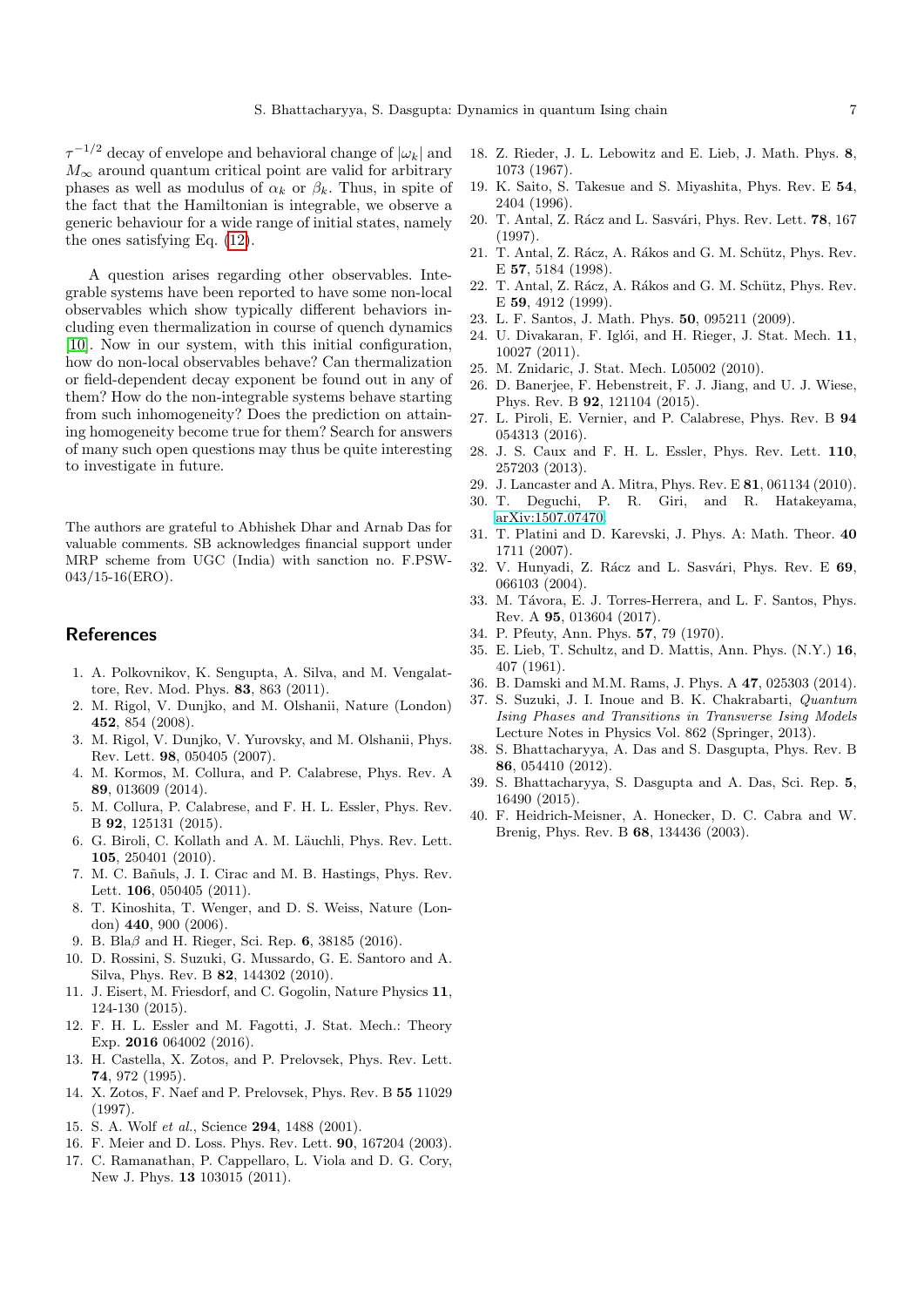$\tau^{-1/2}$ decay of envelope and behavioral change of $|\omega_k|$ and $M_\infty$ around quantum critical point are valid for arbitrary phases as well as modulus of $\alpha_k$ or $\beta_k$. Thus, in spite of the fact that the Hamiltonian is integrable, we observe a generic behaviour for a wide range of initial states, namely the ones satisfying Eq. (12).

A question arises regarding other observables. Integrable systems have been reported to have some non-local observables which show typically different behaviors including even thermalization in course of quench dynamics [10]. Now in our system, with this initial configuration, how do non-local observables behave? Can thermalization or field-dependent decay exponent be found out in any of them? How do the non-integrable systems behave starting from such inhomogeneity? Does the prediction on attaining homogeneity become true for them? Search for answers of many such open questions may thus be quite interesting to investigate in future.

The authors are grateful to Abhishek Dhar and Arnab Das for valuable comments. SB acknowledges financial support under MRP scheme from UGC (India) with sanction no. F.PSW-043/15-16(ERO).

## References

1. A. Polkovnikov, K. Sengupta, A. Silva, and M. Vengalattore, Rev. Mod. Phys. **83**, 863 (2011).
2. M. Rigol, V. Dunjko, and M. Olshanii, Nature (London) **452**, 854 (2008).
3. M. Rigol, V. Dunjko, V. Yurovsky, and M. Olshanii, Phys. Rev. Lett. **98**, 050405 (2007).
4. M. Kormos, M. Collura, and P. Calabrese, Phys. Rev. A **89**, 013609 (2014).
5. M. Collura, P. Calabrese, and F. H. L. Essler, Phys. Rev. B **92**, 125131 (2015).
6. G. Biroli, C. Kollath and A. M. Läuchli, Phys. Rev. Lett. **105**, 250401 (2010).
7. M. C. Bañuls, J. I. Cirac and M. B. Hastings, Phys. Rev. Lett. **106**, 050405 (2011).
8. T. Kinoshita, T. Wenger, and D. S. Weiss, Nature (London) **440**, 900 (2006).
9. B. Bla$\beta$ and H. Rieger, Sci. Rep. **6**, 38185 (2016).
10. D. Rossini, S. Suzuki, G. Mussardo, G. E. Santoro and A. Silva, Phys. Rev. B **82**, 144302 (2010).
11. J. Eisert, M. Friesdorf, and C. Gogolin, Nature Physics **11**, 124-130 (2015).
12. F. H. L. Essler and M. Fagotti, J. Stat. Mech.: Theory Exp. **2016** 064002 (2016).
13. H. Castella, X. Zotos, and P. Prelovsek, Phys. Rev. Lett. **74**, 972 (1995).
14. X. Zotos, F. Naef and P. Prelovsek, Phys. Rev. B **55** 11029 (1997).
15. S. A. Wolf *et al.*, Science **294**, 1488 (2001).
16. F. Meier and D. Loss. Phys. Rev. Lett. **90**, 167204 (2003).
17. C. Ramanathan, P. Cappellaro, L. Viola and D. G. Cory, New J. Phys. **13** 103015 (2011).
18. Z. Rieder, J. L. Lebowitz and E. Lieb, J. Math. Phys. **8**, 1073 (1967).
19. K. Saito, S. Takesue and S. Miyashita, Phys. Rev. E **54**, 2404 (1996).
20. T. Antal, Z. Rácz and L. Sasvári, Phys. Rev. Lett. **78**, 167 (1997).
21. T. Antal, Z. Rácz, A. Rákos and G. M. Schütz, Phys. Rev. E **57**, 5184 (1998).
22. T. Antal, Z. Rácz, A. Rákos and G. M. Schütz, Phys. Rev. E **59**, 4912 (1999).
23. L. F. Santos, J. Math. Phys. **50**, 095211 (2009).
24. U. Divakaran, F. Iglói, and H. Rieger, J. Stat. Mech. **11**, 10027 (2011).
25. M. Znidaric, J. Stat. Mech. L05002 (2010).
26. D. Banerjee, F. Hebenstreit, F. J. Jiang, and U. J. Wiese, Phys. Rev. B **92**, 121104 (2015).
27. L. Piroli, E. Vernier, and P. Calabrese, Phys. Rev. B **94** 054313 (2016).
28. J. S. Caux and F. H. L. Essler, Phys. Rev. Lett. **110**, 257203 (2013).
29. J. Lancaster and A. Mitra, Phys. Rev. E **81**, 061134 (2010).
30. T. Deguchi, P. R. Giri, and R. Hatakeyama, arXiv:1507.07470.
31. T. Platini and D. Karevski, J. Phys. A: Math. Theor. **40** 1711 (2007).
32. V. Hunyadi, Z. Rácz and L. Sasvári, Phys. Rev. E **69**, 066103 (2004).
33. M. Távora, E. J. Torres-Herrera, and L. F. Santos, Phys. Rev. A **95**, 013604 (2017).
34. P. Pfeuty, Ann. Phys. **57**, 79 (1970).
35. E. Lieb, T. Schultz, and D. Mattis, Ann. Phys. (N.Y.) **16**, 407 (1961).
36. B. Damski and M.M. Rams, J. Phys. A **47**, 025303 (2014).
37. S. Suzuki, J. I. Inoue and B. K. Chakrabarti, *Quantum Ising Phases and Transitions in Transverse Ising Models* Lecture Notes in Physics Vol. 862 (Springer, 2013).
38. S. Bhattacharyya, A. Das and S. Dasgupta, Phys. Rev. B **86**, 054410 (2012).
39. S. Bhattacharyya, S. Dasgupta and A. Das, Sci. Rep. **5**, 16490 (2015).
40. F. Heidrich-Meisner, A. Honecker, D. C. Cabra and W. Brenig, Phys. Rev. B **68**, 134436 (2003).